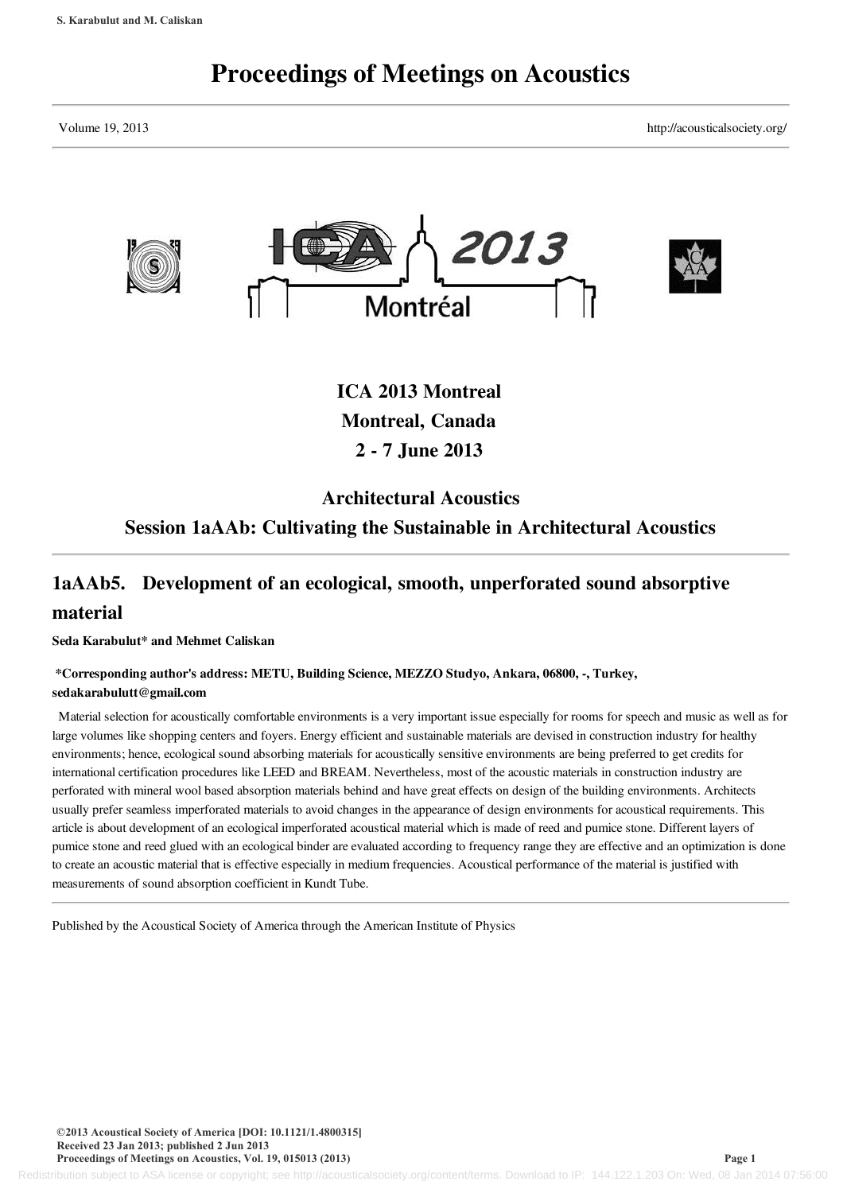# Proceedings of Meetings on Acoustics

Volume 19, 2013 http://acousticalsociety.org/

## ICA 2013 Montreal
## Montreal, Canada
## 2 - 7 June 2013

## Architectural Acoustics
## Session 1aAAb: Cultivating the Sustainable in Architectural Acoustics

# 1aAAb5. Development of an ecological, smooth, unperforated sound absorptive material

**Seda Karabulut* and Mehmet Caliskan**

**\*Corresponding author's address: METU, Building Science, MEZZO Studyo, Ankara, 06800, -, Turkey, sedakarabulutt@gmail.com**

Material selection for acoustically comfortable environments is a very important issue especially for rooms for speech and music as well as for large volumes like shopping centers and foyers. Energy efficient and sustainable materials are devised in construction industry for healthy environments; hence, ecological sound absorbing materials for acoustically sensitive environments are being preferred to get credits for international certification procedures like LEED and BREAM. Nevertheless, most of the acoustic materials in construction industry are perforated with mineral wool based absorption materials behind and have great effects on design of the building environments. Architects usually prefer seamless imperforated materials to avoid changes in the appearance of design environments for acoustical requirements. This article is about development of an ecological imperforated acoustical material which is made of reed and pumice stone. Different layers of pumice stone and reed glued with an ecological binder are evaluated according to frequency range they are effective and an optimization is done to create an acoustic material that is effective especially in medium frequencies. Acoustical performance of the material is justified with measurements of sound absorption coefficient in Kundt Tube.

Published by the Acoustical Society of America through the American Institute of Physics

©2013 Acoustical Society of America [DOI: 10.1121/1.4800315]
Received 23 Jan 2013; published 2 Jun 2013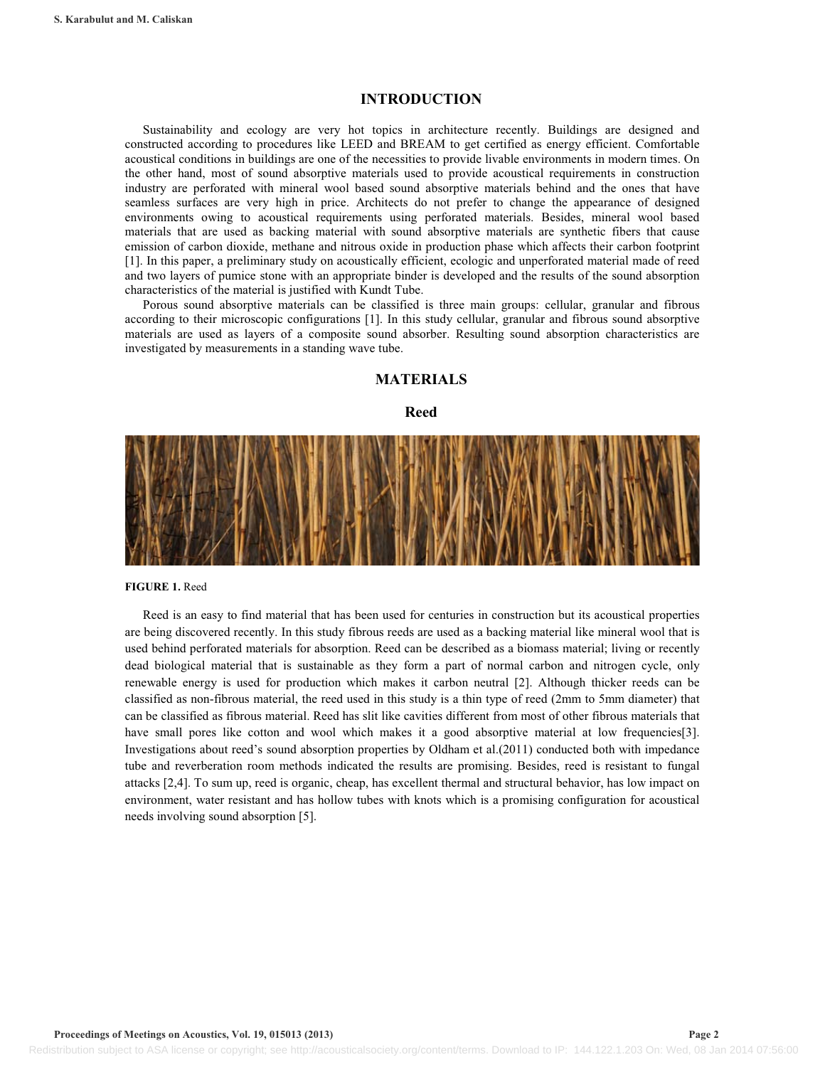## INTRODUCTION

Sustainability and ecology are very hot topics in architecture recently. Buildings are designed and constructed according to procedures like LEED and BREAM to get certified as energy efficient. Comfortable acoustical conditions in buildings are one of the necessities to provide livable environments in modern times. On the other hand, most of sound absorptive materials used to provide acoustical requirements in construction industry are perforated with mineral wool based sound absorptive materials behind and the ones that have seamless surfaces are very high in price. Architects do not prefer to change the appearance of designed environments owing to acoustical requirements using perforated materials. Besides, mineral wool based materials that are used as backing material with sound absorptive materials are synthetic fibers that cause emission of carbon dioxide, methane and nitrous oxide in production phase which affects their carbon footprint [1]. In this paper, a preliminary study on acoustically efficient, ecologic and unperforated material made of reed and two layers of pumice stone with an appropriate binder is developed and the results of the sound absorption characteristics of the material is justified with Kundt Tube.

Porous sound absorptive materials can be classified is three main groups: cellular, granular and fibrous according to their microscopic configurations [1]. In this study cellular, granular and fibrous sound absorptive materials are used as layers of a composite sound absorber. Resulting sound absorption characteristics are investigated by measurements in a standing wave tube.

## MATERIALS

### Reed

**FIGURE 1.** Reed

Reed is an easy to find material that has been used for centuries in construction but its acoustical properties are being discovered recently. In this study fibrous reeds are used as a backing material like mineral wool that is used behind perforated materials for absorption. Reed can be described as a biomass material; living or recently dead biological material that is sustainable as they form a part of normal carbon and nitrogen cycle, only renewable energy is used for production which makes it carbon neutral [2]. Although thicker reeds can be classified as non-fibrous material, the reed used in this study is a thin type of reed (2mm to 5mm diameter) that can be classified as fibrous material. Reed has slit like cavities different from most of other fibrous materials that have small pores like cotton and wool which makes it a good absorptive material at low frequencies[3]. Investigations about reed's sound absorption properties by Oldham et al.(2011) conducted both with impedance tube and reverberation room methods indicated the results are promising. Besides, reed is resistant to fungal attacks [2,4]. To sum up, reed is organic, cheap, has excellent thermal and structural behavior, has low impact on environment, water resistant and has hollow tubes with knots which is a promising configuration for acoustical needs involving sound absorption [5].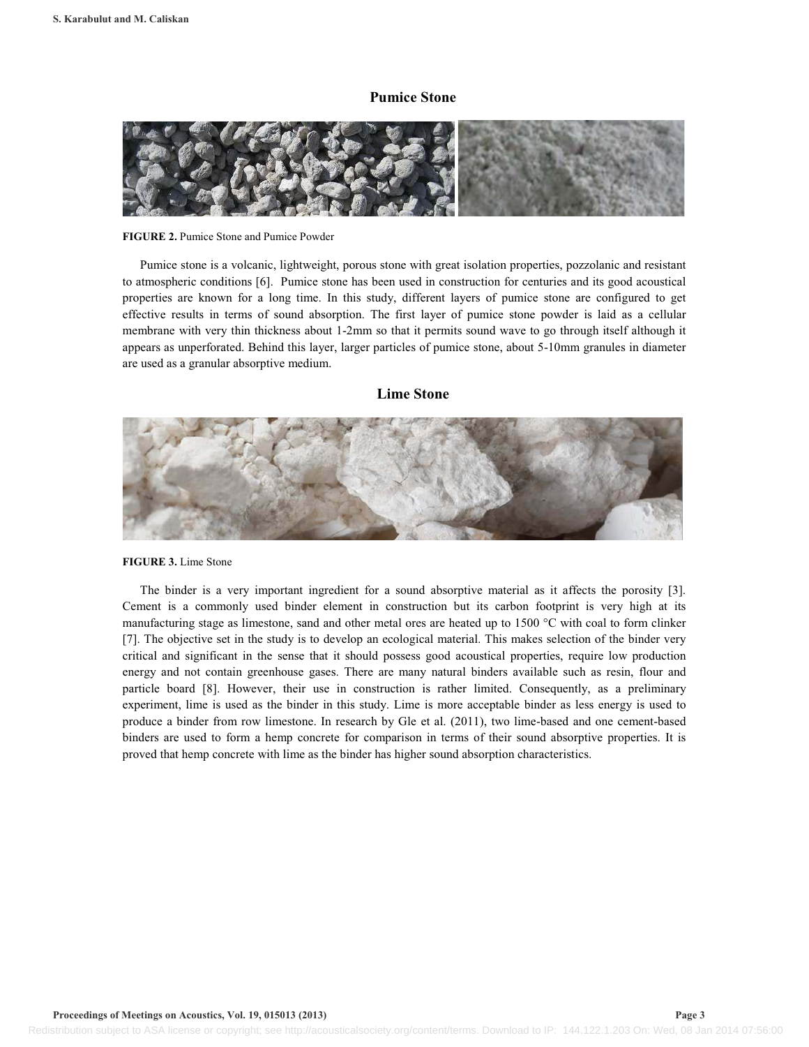## Pumice Stone

FIGURE 2. Pumice Stone and Pumice Powder

Pumice stone is a volcanic, lightweight, porous stone with great isolation properties, pozzolanic and resistant to atmospheric conditions [6]. Pumice stone has been used in construction for centuries and its good acoustical properties are known for a long time. In this study, different layers of pumice stone are configured to get effective results in terms of sound absorption. The first layer of pumice stone powder is laid as a cellular membrane with very thin thickness about 1-2mm so that it permits sound wave to go through itself although it appears as unperforated. Behind this layer, larger particles of pumice stone, about 5-10mm granules in diameter are used as a granular absorptive medium.

## Lime Stone

FIGURE 3. Lime Stone

The binder is a very important ingredient for a sound absorptive material as it affects the porosity [3]. Cement is a commonly used binder element in construction but its carbon footprint is very high at its manufacturing stage as limestone, sand and other metal ores are heated up to 1500 °C with coal to form clinker [7]. The objective set in the study is to develop an ecological material. This makes selection of the binder very critical and significant in the sense that it should possess good acoustical properties, require low production energy and not contain greenhouse gases. There are many natural binders available such as resin, flour and particle board [8]. However, their use in construction is rather limited. Consequently, as a preliminary experiment, lime is used as the binder in this study. Lime is more acceptable binder as less energy is used to produce a binder from row limestone. In research by Gle et al. (2011), two lime-based and one cement-based binders are used to form a hemp concrete for comparison in terms of their sound absorptive properties. It is proved that hemp concrete with lime as the binder has higher sound absorption characteristics.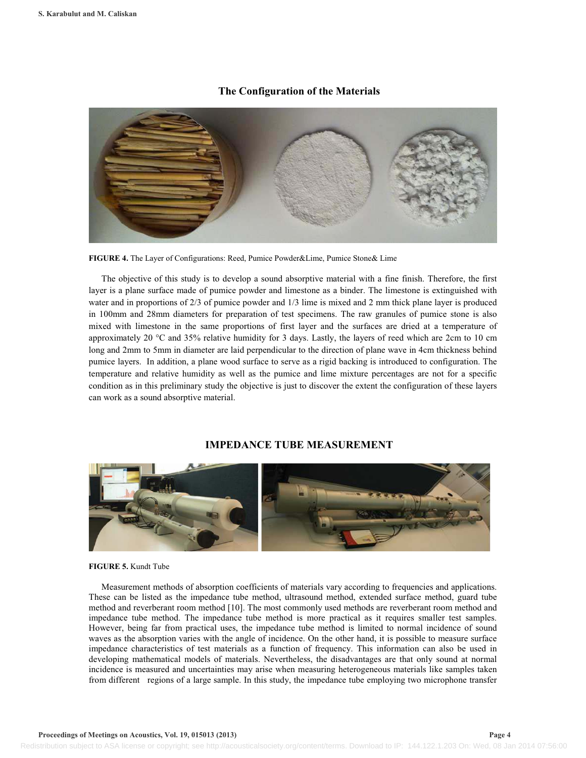### The Configuration of the Materials

**FIGURE 4.** The Layer of Configurations: Reed, Pumice Powder&Lime, Pumice Stone& Lime

The objective of this study is to develop a sound absorptive material with a fine finish. Therefore, the first layer is a plane surface made of pumice powder and limestone as a binder. The limestone is extinguished with water and in proportions of 2/3 of pumice powder and 1/3 lime is mixed and 2 mm thick plane layer is produced in 100mm and 28mm diameters for preparation of test specimens. The raw granules of pumice stone is also mixed with limestone in the same proportions of first layer and the surfaces are dried at a temperature of approximately 20 °C and 35% relative humidity for 3 days. Lastly, the layers of reed which are 2cm to 10 cm long and 2mm to 5mm in diameter are laid perpendicular to the direction of plane wave in 4cm thickness behind pumice layers. In addition, a plane wood surface to serve as a rigid backing is introduced to configuration. The temperature and relative humidity as well as the pumice and lime mixture percentages are not for a specific condition as in this preliminary study the objective is just to discover the extent the configuration of these layers can work as a sound absorptive material.

## IMPEDANCE TUBE MEASUREMENT

**FIGURE 5.** Kundt Tube

Measurement methods of absorption coefficients of materials vary according to frequencies and applications. These can be listed as the impedance tube method, ultrasound method, extended surface method, guard tube method and reverberant room method [10]. The most commonly used methods are reverberant room method and impedance tube method. The impedance tube method is more practical as it requires smaller test samples. However, being far from practical uses, the impedance tube method is limited to normal incidence of sound waves as the absorption varies with the angle of incidence. On the other hand, it is possible to measure surface impedance characteristics of test materials as a function of frequency. This information can also be used in developing mathematical models of materials. Nevertheless, the disadvantages are that only sound at normal incidence is measured and uncertainties may arise when measuring heterogeneous materials like samples taken from different regions of a large sample. In this study, the impedance tube employing two microphone transfer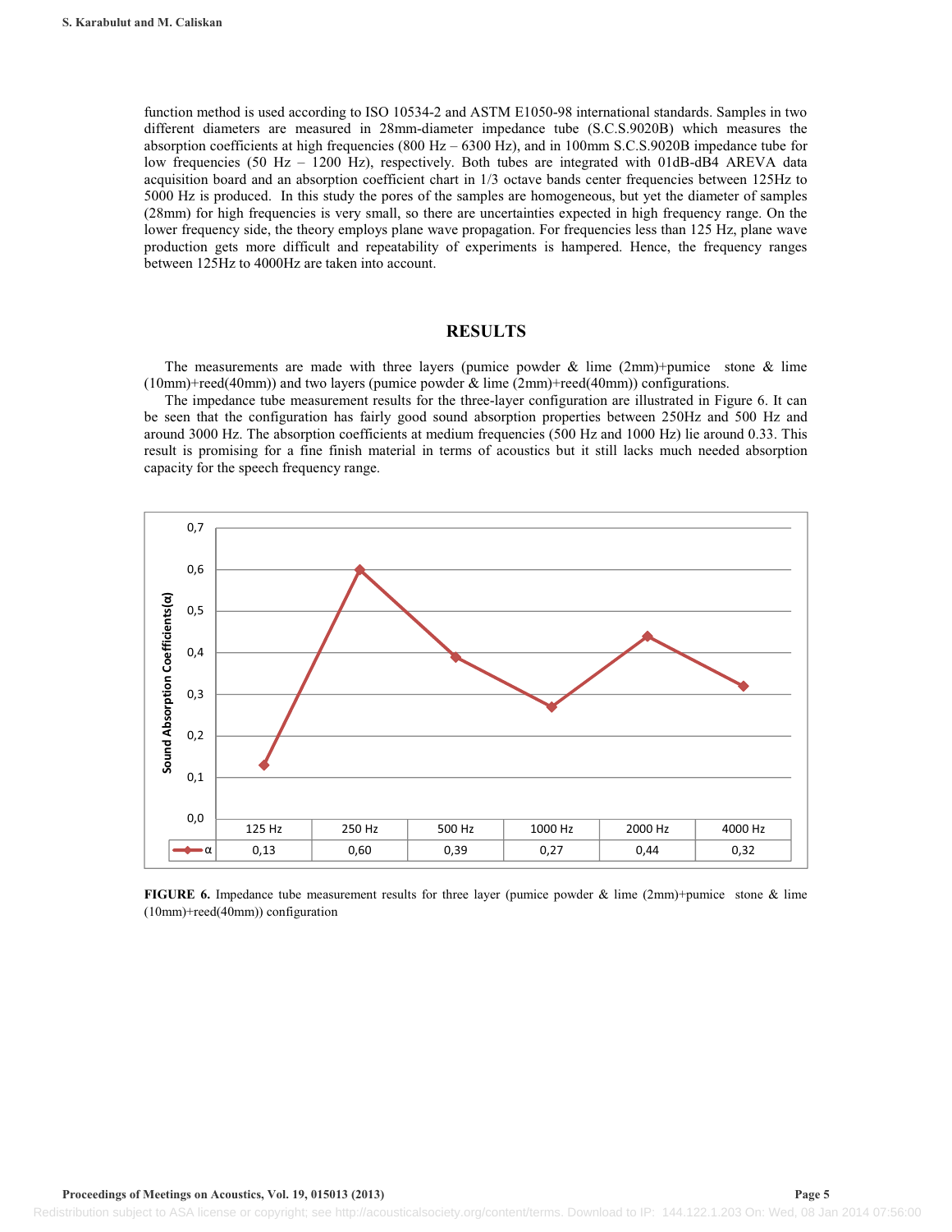function method is used according to ISO 10534-2 and ASTM E1050-98 international standards. Samples in two different diameters are measured in 28mm-diameter impedance tube (S.C.S.9020B) which measures the absorption coefficients at high frequencies (800 Hz – 6300 Hz), and in 100mm S.C.S.9020B impedance tube for low frequencies (50 Hz – 1200 Hz), respectively. Both tubes are integrated with 01dB-dB4 AREVA data acquisition board and an absorption coefficient chart in 1/3 octave bands center frequencies between 125Hz to 5000 Hz is produced. In this study the pores of the samples are homogeneous, but yet the diameter of samples (28mm) for high frequencies is very small, so there are uncertainties expected in high frequency range. On the lower frequency side, the theory employs plane wave propagation. For frequencies less than 125 Hz, plane wave production gets more difficult and repeatability of experiments is hampered. Hence, the frequency ranges between 125Hz to 4000Hz are taken into account.

## RESULTS

The measurements are made with three layers (pumice powder & lime (2mm)+pumice stone & lime (10mm)+reed(40mm)) and two layers (pumice powder & lime (2mm)+reed(40mm)) configurations.

The impedance tube measurement results for the three-layer configuration are illustrated in Figure 6. It can be seen that the configuration has fairly good sound absorption properties between 250Hz and 500 Hz and around 3000 Hz. The absorption coefficients at medium frequencies (500 Hz and 1000 Hz) lie around 0.33. This result is promising for a fine finish material in terms of acoustics but it still lacks much needed absorption capacity for the speech frequency range.

|  | 125 Hz | 250 Hz | 500 Hz | 1000 Hz | 2000 Hz | 4000 Hz |
|---|---|---|---|---|---|---|
| α | 0,13 | 0,60 | 0,39 | 0,27 | 0,44 | 0,32 |

**FIGURE 6.** Impedance tube measurement results for three layer (pumice powder & lime (2mm)+pumice stone & lime (10mm)+reed(40mm)) configuration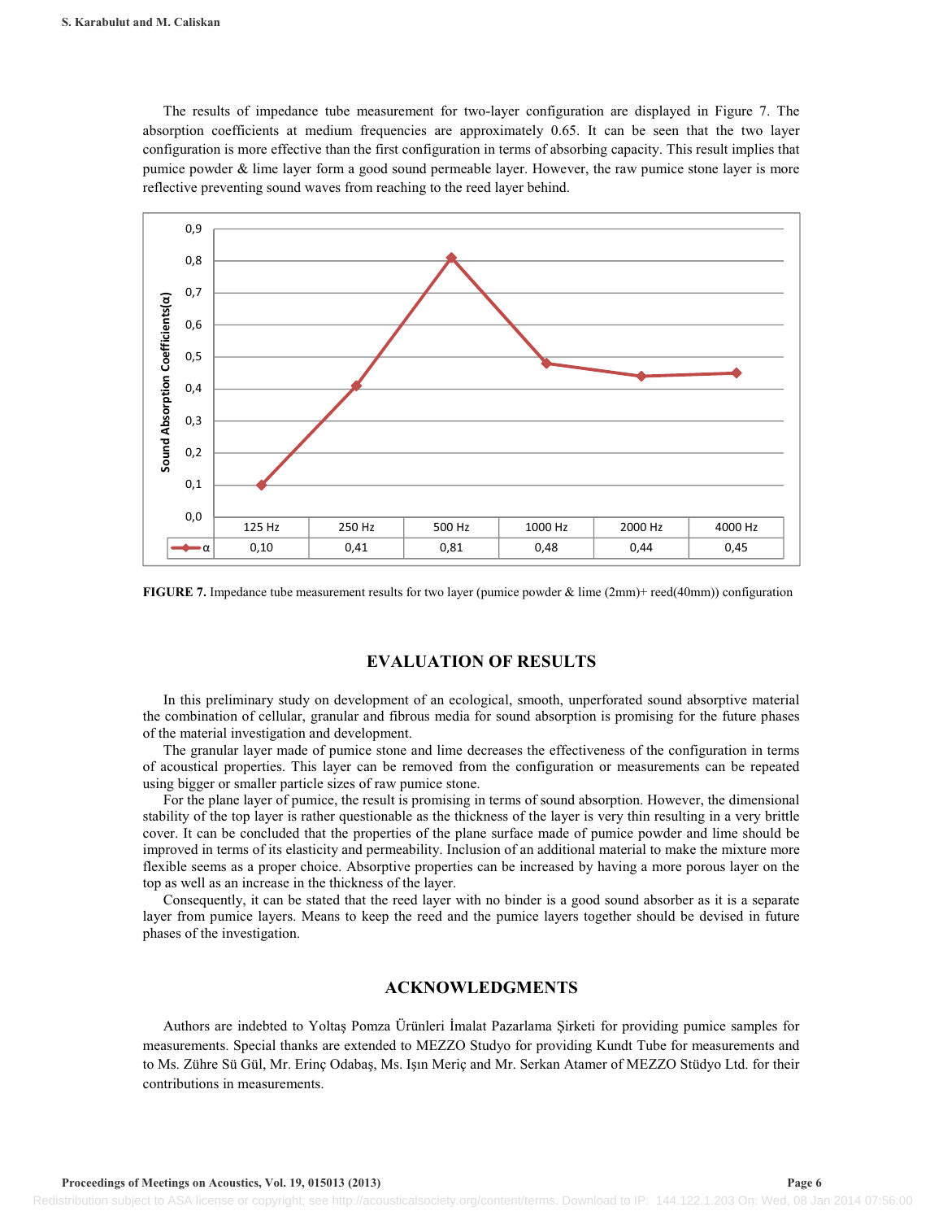The results of impedance tube measurement for two-layer configuration are displayed in Figure 7. The absorption coefficients at medium frequencies are approximately 0.65. It can be seen that the two layer configuration is more effective than the first configuration in terms of absorbing capacity. This result implies that pumice powder & lime layer form a good sound permeable layer. However, the raw pumice stone layer is more reflective preventing sound waves from reaching to the reed layer behind.

| | 125 Hz | 250 Hz | 500 Hz | 1000 Hz | 2000 Hz | 4000 Hz |
|---|---|---|---|---|---|---|
| α | 0,10 | 0,41 | 0,81 | 0,48 | 0,44 | 0,45 |

**FIGURE 7.** Impedance tube measurement results for two layer (pumice powder & lime (2mm)+ reed(40mm)) configuration

## EVALUATION OF RESULTS

In this preliminary study on development of an ecological, smooth, unperforated sound absorptive material the combination of cellular, granular and fibrous media for sound absorption is promising for the future phases of the material investigation and development.

The granular layer made of pumice stone and lime decreases the effectiveness of the configuration in terms of acoustical properties. This layer can be removed from the configuration or measurements can be repeated using bigger or smaller particle sizes of raw pumice stone.

For the plane layer of pumice, the result is promising in terms of sound absorption. However, the dimensional stability of the top layer is rather questionable as the thickness of the layer is very thin resulting in a very brittle cover. It can be concluded that the properties of the plane surface made of pumice powder and lime should be improved in terms of its elasticity and permeability. Inclusion of an additional material to make the mixture more flexible seems as a proper choice. Absorptive properties can be increased by having a more porous layer on the top as well as an increase in the thickness of the layer.

Consequently, it can be stated that the reed layer with no binder is a good sound absorber as it is a separate layer from pumice layers. Means to keep the reed and the pumice layers together should be devised in future phases of the investigation.

## ACKNOWLEDGMENTS

Authors are indebted to Yoltaş Pomza Ürünleri İmalat Pazarlama Şirketi for providing pumice samples for measurements. Special thanks are extended to MEZZO Studyo for providing Kundt Tube for measurements and to Ms. Zühre Sü Gül, Mr. Erinç Odabaş, Ms. Işın Meriç and Mr. Serkan Atamer of MEZZO Stüdyo Ltd. for their contributions in measurements.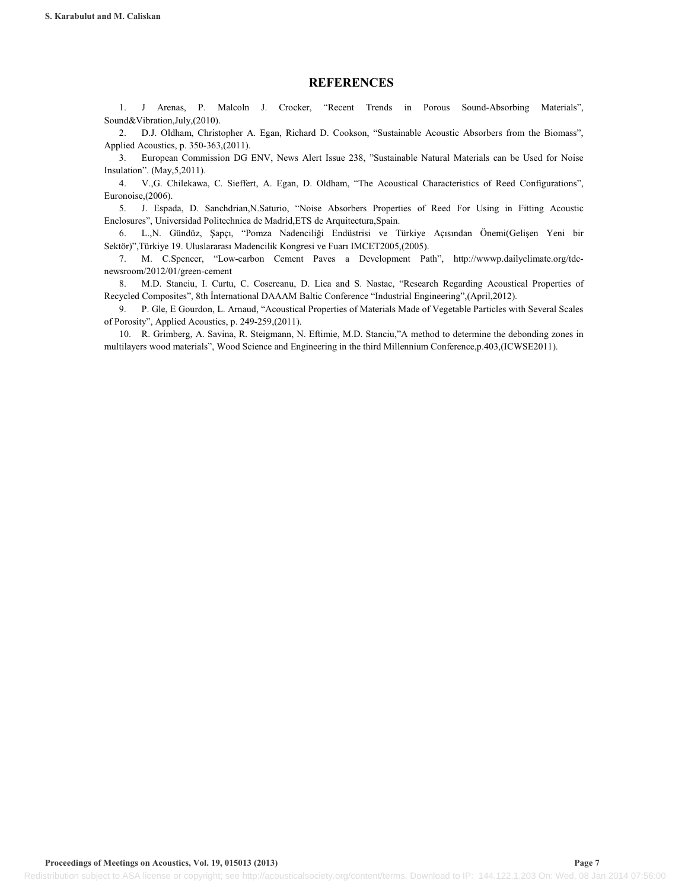## REFERENCES

1. J Arenas, P. Malcoln J. Crocker, “Recent Trends in Porous Sound-Absorbing Materials”, Sound&Vibration,July,(2010).
2. D.J. Oldham, Christopher A. Egan, Richard D. Cookson, “Sustainable Acoustic Absorbers from the Biomass”, Applied Acoustics, p. 350-363,(2011).
3. European Commission DG ENV, News Alert Issue 238, ”Sustainable Natural Materials can be Used for Noise Insulation”. (May,5,2011).
4. V.,G. Chilekawa, C. Sieffert, A. Egan, D. Oldham, “The Acoustical Characteristics of Reed Configurations”, Euronoise,(2006).
5. J. Espada, D. Sanchdrian,N.Saturio, “Noise Absorbers Properties of Reed For Using in Fitting Acoustic Enclosures”, Universidad Politechnica de Madrid,ETS de Arquitectura,Spain.
6. L.,N. Gündüz, Şapçı, “Pomza Nadenciliği Endüstrisi ve Türkiye Açısından Önemi(Gelişen Yeni bir Sektör)”,Türkiye 19. Uluslararası Madencilik Kongresi ve Fuarı IMCET2005,(2005).
7. M. C.Spencer, “Low-carbon Cement Paves a Development Path”, http://wwwp.dailyclimate.org/tdc-newsroom/2012/01/green-cement
8. M.D. Stanciu, I. Curtu, C. Cosereanu, D. Lica and S. Nastac, “Research Regarding Acoustical Properties of Recycled Composites”, 8th İnternational DAAAM Baltic Conference “Industrial Engineering”,(April,2012).
9. P. Gle, E Gourdon, L. Arnaud, “Acoustical Properties of Materials Made of Vegetable Particles with Several Scales of Porosity”, Applied Acoustics, p. 249-259,(2011).
10. R. Grimberg, A. Savina, R. Steigmann, N. Eftimie, M.D. Stanciu,”A method to determine the debonding zones in multilayers wood materials”, Wood Science and Engineering in the third Millennium Conference,p.403,(ICWSE2011).